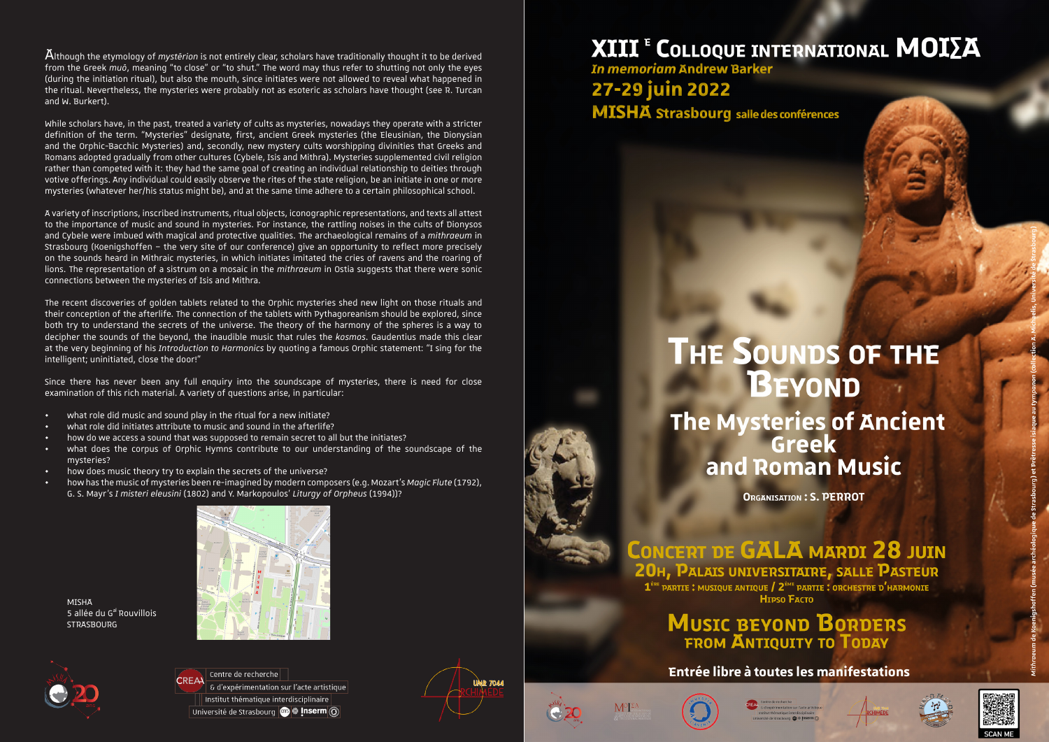Although the etymology of *mystērion* is not entirely clear, scholars have traditionally thought it to be derived from the Greek *muō*, meaning "to close" or "to shut." The word may thus refer to shutting not only the eyes (during the initiation ritual), but also the mouth, since initiates were not allowed to reveal what happened in the ritual. Nevertheless, the mysteries were probably not as esoteric as scholars have thought (see R. Turcan and W. Burkert).

While scholars have, in the past, treated a variety of cults as mysteries, nowadays they operate with a stricter definition of the term. "Mysteries" designate, first, ancient Greek mysteries (the Eleusinian, the Dionysian and the Orphic-Bacchic Mysteries) and, secondly, new mystery cults worshipping divinities that Greeks and Romans adopted gradually from other cultures (Cybele, Isis and Mithra). Mysteries supplemented civil religion rather than competed with it: they had the same goal of creating an individual relationship to deities through votive offerings. Any individual could easily observe the rites of the state religion, be an initiate in one or more mysteries (whatever her/his status might be), and at the same time adhere to a certain philosophical school.

A variety of inscriptions, inscribed instruments, ritual objects, iconographic representations, and texts all attest to the importance of music and sound in mysteries. For instance, the rattling noises in the cults of Dionysos and Cybele were imbued with magical and protective qualities. The archaeological remains of a *mithraeum* in Strasbourg (Koenigshoffen – the very site of our conference) give an opportunity to reflect more precisely on the sounds heard in Mithraic mysteries, in which initiates imitated the cries of ravens and the roaring of lions. The representation of a sistrum on a mosaic in the *mithraeum* in Ostia suggests that there were sonic connections between the mysteries of Isis and Mithra.

The recent discoveries of golden tablets related to the Orphic mysteries shed new light on those rituals and their conception of the afterlife. The connection of the tablets with Pythagoreanism should be explored, since both try to understand the secrets of the universe. The theory of the harmony of the spheres is a way to decipher the sounds of the beyond, the inaudible music that rules the *kosmos*. Gaudentius made this clear at the very beginning of his *Introduction to Harmonics* by quoting a famous Orphic statement: "I sing for the intelligent; uninitiated, close the door!"

Since there has never been any full enquiry into the soundscape of mysteries, there is need for close examination of this rich material. A variety of questions arise, in particular:

- what role did music and sound play in the ritual for a new initiate?
- what role did initiates attribute to music and sound in the afterlife?
- how do we access a sound that was supposed to remain secret to all but the initiates?
- what does the corpus of Orphic Hymns contribute to our understanding of the soundscape of the mysteries?
- how does music theory try to explain the secrets of the universe?
- how has the music of mysteries been re-imagined by modern composers (e.g. Mozart's *Magic Flute* (1792), G. S. Mayr's *I misteri eleusini* (1802) and Y. Markopoulos' *Liturgy of Orpheus* (1994))?

MISHA
5 allée du G[al] Rouvillois
STRASBOURG

CREAA Centre de recherche & d'expérimentation sur l'acte artistique
Institut thématique interdisciplinaire
Université de Strasbourg

UMR 7044 ARCHIMÈDE

# XIII[e] Colloque international ΜΟΙΣΑ

*In memoriam* Andrew Barker

**27-29 juin 2022**

**MISHA Strasbourg salle des conférences**

# The Sounds of the Beyond

## The Mysteries of Ancient Greek and Roman Music

**Organisation : S. Perrot**

## Concert de GALA mardi 28 juin

**20h, Palais universitaire, salle Pasteur**

1[ère] partie : musique antique / 2[ème] partie : orchestre d'harmonie Hipso Facto

## Music beyond Borders
### from Antiquity to Today

**Entrée libre à toutes les manifestations**

*Mithraeum* de Koenigshoffen (musée archéologique de Strasbourg) et Prêtresse isiaque au *tympanon* (collection A. Michaelis, Université de Strasbourg)

SCAN ME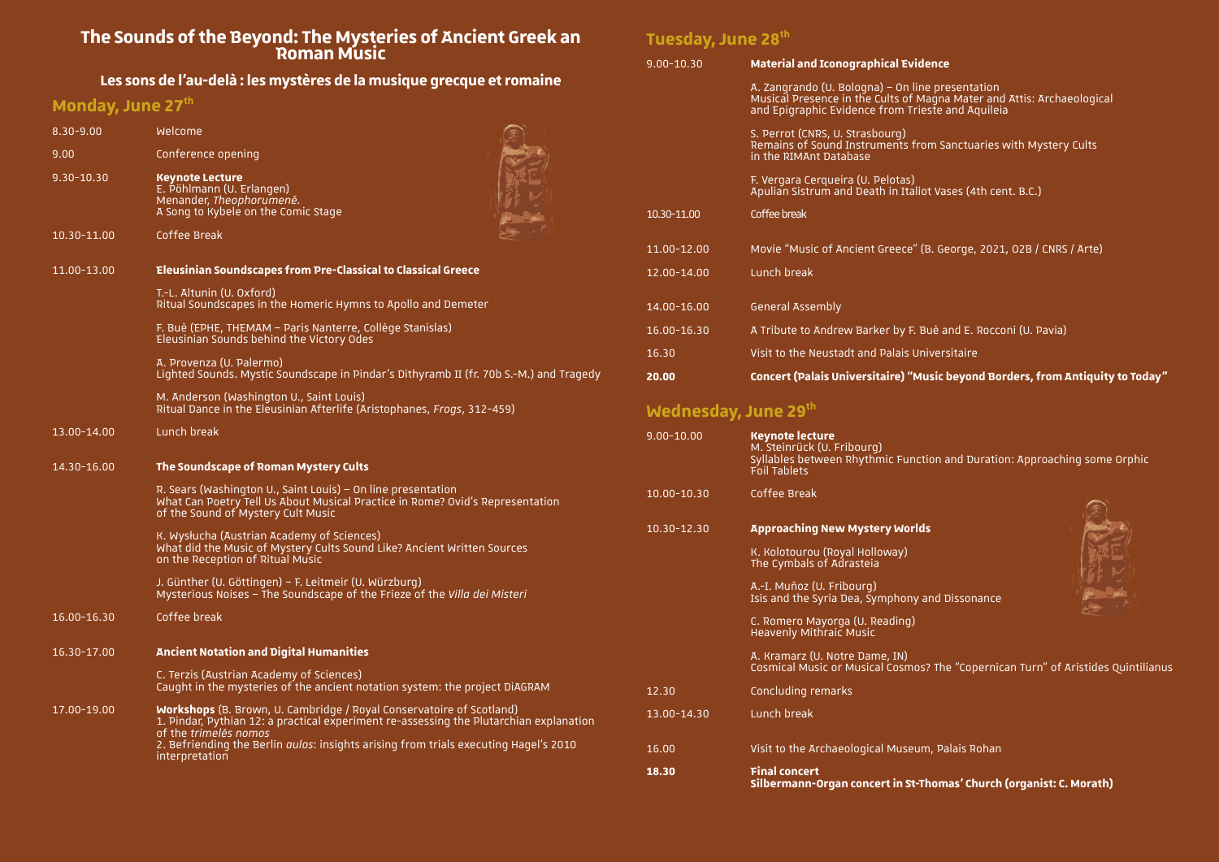# The Sounds of the Beyond: The Mysteries of Ancient Greek an Roman Music

## Les sons de l'au-delà : les mystères de la musique grecque et romaine

## Monday, June 27th

8.30–9.00 Welcome

9.00 Conference opening

9.30–10.30 **Keynote Lecture**
E. Pöhlmann (U. Erlangen)
Menander, *Theophorumenē*.
A Song to Kybele on the Comic Stage

10.30–11.00 Coffee Break

11.00–13.00 **Eleusinian Soundscapes from Pre-Classical to Classical Greece**

T.-L. Altunin (U. Oxford)
Ritual Soundscapes in the Homeric Hymns to Apollo and Demeter

F. Buè (EPHE, THEMAM – Paris Nanterre, Collège Stanislas)
Eleusinian Sounds behind the Victory Odes

A. Provenza (U. Palermo)
Lighted Sounds. Mystic Soundscape in Pindar's Dithyramb II (fr. 70b S.-M.) and Tragedy

M. Anderson (Washington U., Saint Louis)
Ritual Dance in the Eleusinian Afterlife (Aristophanes, *Frogs*, 312–459)

13.00–14.00 Lunch break

14.30–16.00 **The Soundscape of Roman Mystery Cults**

R. Sears (Washington U., Saint Louis) – On line presentation
What Can Poetry Tell Us About Musical Practice in Rome? Ovid's Representation of the Sound of Mystery Cult Music

K. Wysłucha (Austrian Academy of Sciences)
What did the Music of Mystery Cults Sound Like? Ancient Written Sources on the Reception of Ritual Music

J. Günther (U. Göttingen) – F. Leitmeir (U. Würzburg)
Mysterious Noises – The Soundscape of the Frieze of the *Villa dei Misteri*

16.00–16.30 Coffee break

16.30–17.00 **Ancient Notation and Digital Humanities**

C. Terzis (Austrian Academy of Sciences)
Caught in the mysteries of the ancient notation system: the project DIAGRAM

17.00–19.00 **Workshops** (B. Brown, U. Cambridge / Royal Conservatoire of Scotland)
1. Pindar, Pythian 12: a practical experiment re-assessing the Plutarchian explanation of the *trimelēs nomos*
2. Befriending the Berlin *aulos*: insights arising from trials executing Hagel's 2010 interpretation

## Tuesday, June 28th

9.00–10.30 **Material and Iconographical Evidence**

A. Zangrando (U. Bologna) – On line presentation
Musical Presence in the Cults of Magna Mater and Attis: Archaeological and Epigraphic Evidence from Trieste and Aquileia

S. Perrot (CNRS, U. Strasbourg)
Remains of Sound Instruments from Sanctuaries with Mystery Cults in the RIMAnt Database

F. Vergara Cerqueira (U. Pelotas)
Apulian Sistrum and Death in Italiot Vases (4th cent. B.C.)

10.30–11.00 Coffee break

11.00–12.00 Movie "Music of Ancient Greece" (B. George, 2021, O2B / CNRS / Arte)

12.00–14.00 Lunch break

14.00–16.00 General Assembly

16.00–16.30 A Tribute to Andrew Barker by F. Buè and E. Rocconi (U. Pavia)

16.30 Visit to the Neustadt and Palais Universitaire

**20.00** **Concert (Palais Universitaire) "Music beyond Borders, from Antiquity to Today"**

## Wednesday, June 29th

9.00–10.00 **Keynote lecture**
M. Steinrück (U. Fribourg)
Syllables between Rhythmic Function and Duration: Approaching some Orphic Foil Tablets

10.00–10.30 Coffee Break

10.30–12.30 **Approaching New Mystery Worlds**

K. Kolotourou (Royal Holloway)
The Cymbals of Adrasteia

A.-I. Muñoz (U. Fribourg)
Isis and the Syria Dea, Symphony and Dissonance

C. Romero Mayorga (U. Reading)
Heavenly Mithraic Music

A. Kramarz (U. Notre Dame, IN)
Cosmical Music or Musical Cosmos? The "Copernican Turn" of Aristides Quintilianus

12.30 Concluding remarks

13.00–14.30 Lunch break

16.00 Visit to the Archaeological Museum, Palais Rohan

**18.30** **Final concert**
**Silbermann-Organ concert in St-Thomas' Church (organist: C. Morath)**